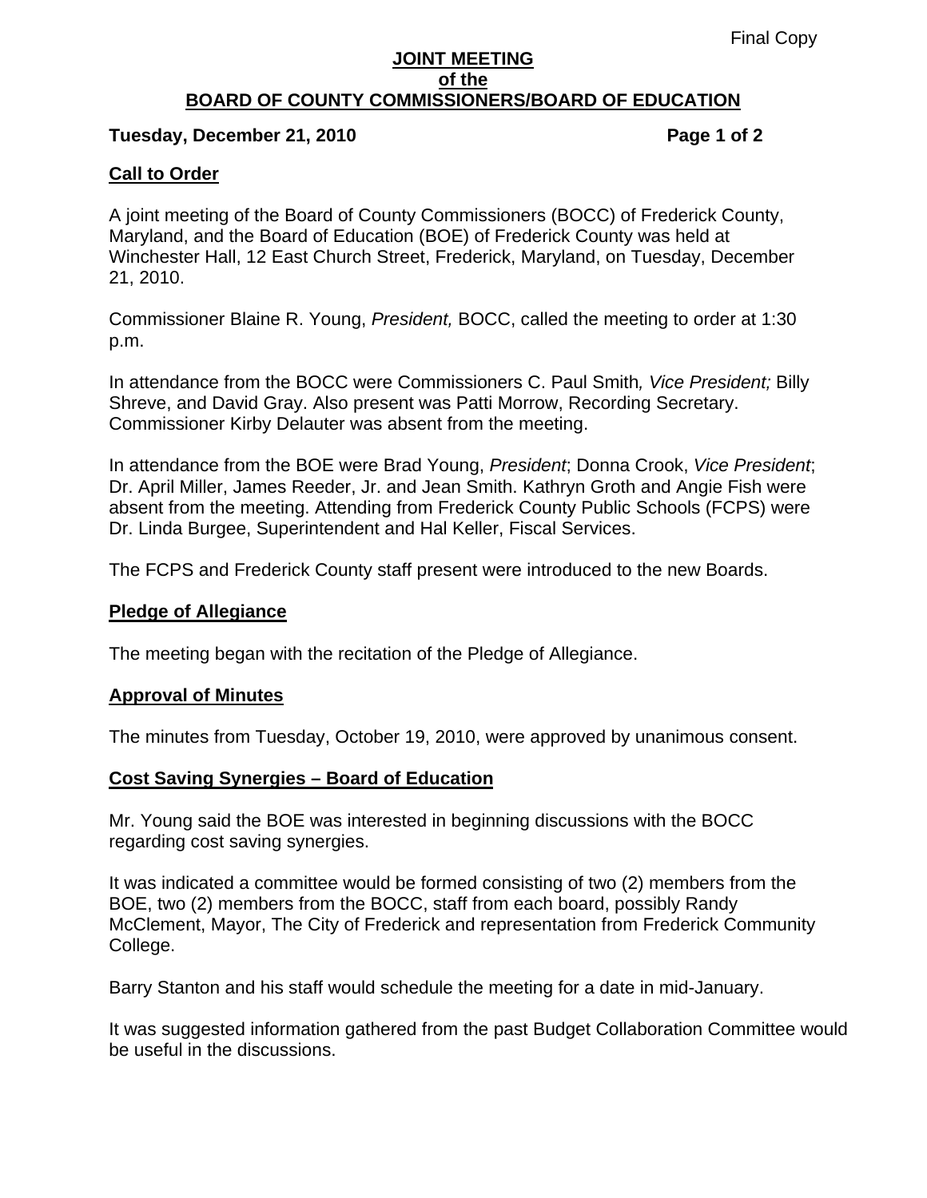Final Copy

# JOINT MEETING
## of the
## BOARD OF COUNTY COMMISSIONERS/BOARD OF EDUCATION

**Tuesday, December 21, 2010**

### Call to Order

A joint meeting of the Board of County Commissioners (BOCC) of Frederick County, Maryland, and the Board of Education (BOE) of Frederick County was held at Winchester Hall, 12 East Church Street, Frederick, Maryland, on Tuesday, December 21, 2010.

Commissioner Blaine R. Young, *President,* BOCC, called the meeting to order at 1:30 p.m.

In attendance from the BOCC were Commissioners C. Paul Smith*, Vice President;* Billy Shreve, and David Gray. Also present was Patti Morrow, Recording Secretary. Commissioner Kirby Delauter was absent from the meeting.

In attendance from the BOE were Brad Young, *President*; Donna Crook, *Vice President*; Dr. April Miller, James Reeder, Jr. and Jean Smith. Kathryn Groth and Angie Fish were absent from the meeting. Attending from Frederick County Public Schools (FCPS) were Dr. Linda Burgee, Superintendent and Hal Keller, Fiscal Services.

The FCPS and Frederick County staff present were introduced to the new Boards.

### Pledge of Allegiance

The meeting began with the recitation of the Pledge of Allegiance.

### Approval of Minutes

The minutes from Tuesday, October 19, 2010, were approved by unanimous consent.

### Cost Saving Synergies – Board of Education

Mr. Young said the BOE was interested in beginning discussions with the BOCC regarding cost saving synergies.

It was indicated a committee would be formed consisting of two (2) members from the BOE, two (2) members from the BOCC, staff from each board, possibly Randy McClement, Mayor, The City of Frederick and representation from Frederick Community College.

Barry Stanton and his staff would schedule the meeting for a date in mid-January.

It was suggested information gathered from the past Budget Collaboration Committee would be useful in the discussions.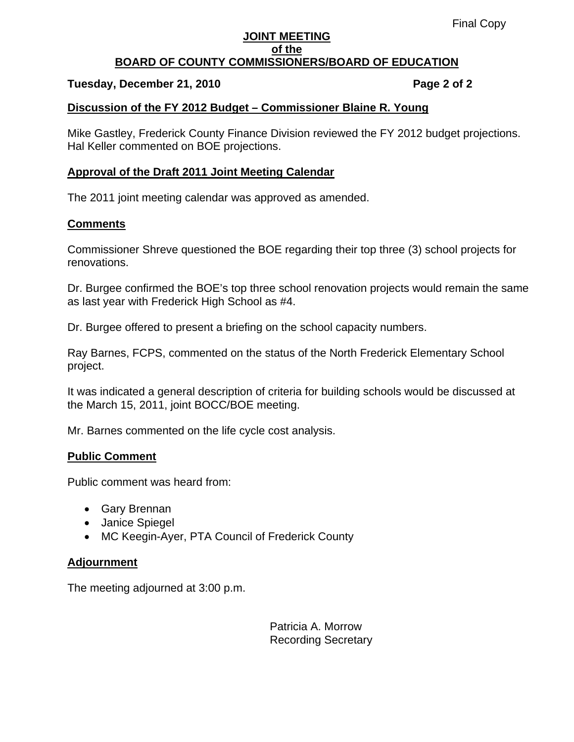Final Copy

**JOINT MEETING**
**of the**
**BOARD OF COUNTY COMMISSIONERS/BOARD OF EDUCATION**

**Tuesday, December 21, 2010**

## Discussion of the FY 2012 Budget – Commissioner Blaine R. Young

Mike Gastley, Frederick County Finance Division reviewed the FY 2012 budget projections. Hal Keller commented on BOE projections.

## Approval of the Draft 2011 Joint Meeting Calendar

The 2011 joint meeting calendar was approved as amended.

## Comments

Commissioner Shreve questioned the BOE regarding their top three (3) school projects for renovations.

Dr. Burgee confirmed the BOE's top three school renovation projects would remain the same as last year with Frederick High School as #4.

Dr. Burgee offered to present a briefing on the school capacity numbers.

Ray Barnes, FCPS, commented on the status of the North Frederick Elementary School project.

It was indicated a general description of criteria for building schools would be discussed at the March 15, 2011, joint BOCC/BOE meeting.

Mr. Barnes commented on the life cycle cost analysis.

## Public Comment

Public comment was heard from:

- Gary Brennan
- Janice Spiegel
- MC Keegin-Ayer, PTA Council of Frederick County

## Adjournment

The meeting adjourned at 3:00 p.m.

Patricia A. Morrow
Recording Secretary